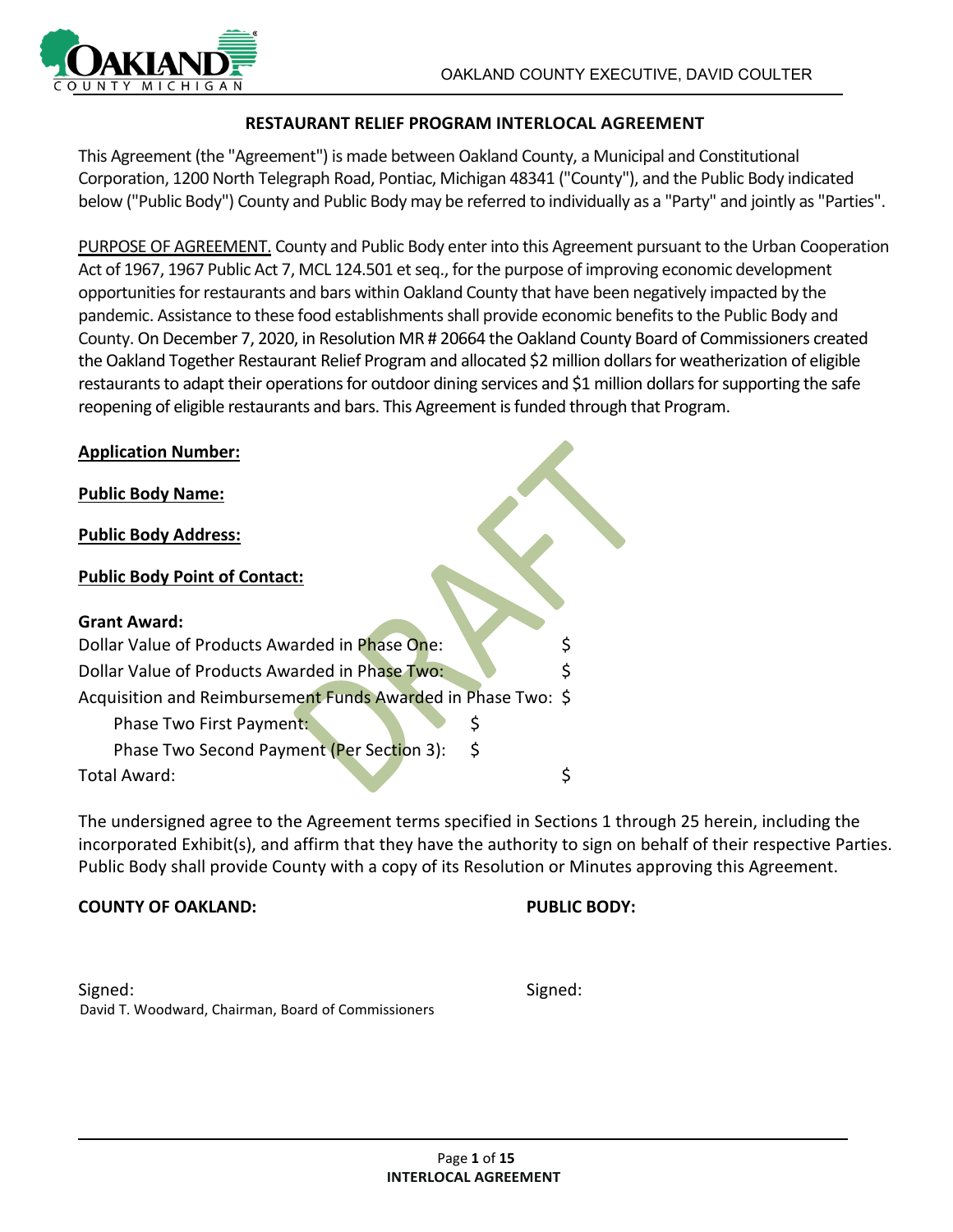OAKLAND COUNTY EXECUTIVE, DAVID COULTER

## RESTAURANT RELIEF PROGRAM INTERLOCAL AGREEMENT

This Agreement (the "Agreement") is made between Oakland County, a Municipal and Constitutional Corporation, 1200 North Telegraph Road, Pontiac, Michigan 48341 ("County"), and the Public Body indicated below ("Public Body") County and Public Body may be referred to individually as a "Party" and jointly as "Parties".

PURPOSE OF AGREEMENT. County and Public Body enter into this Agreement pursuant to the Urban Cooperation Act of 1967, 1967 Public Act 7, MCL 124.501 et seq., for the purpose of improving economic development opportunities for restaurants and bars within Oakland County that have been negatively impacted by the pandemic. Assistance to these food establishments shall provide economic benefits to the Public Body and County. On December 7, 2020, in Resolution MR # 20664 the Oakland County Board of Commissioners created the Oakland Together Restaurant Relief Program and allocated $2 million dollars for weatherization of eligible restaurants to adapt their operations for outdoor dining services and $1 million dollars for supporting the safe reopening of eligible restaurants and bars. This Agreement is funded through that Program.

**Application Number:**

**Public Body Name:**

**Public Body Address:**

**Public Body Point of Contact:**

**Grant Award:**

Dollar Value of Products Awarded in Phase One: $

Dollar Value of Products Awarded in Phase Two: $

Acquisition and Reimbursement Funds Awarded in Phase Two: $

- Phase Two First Payment: $
- Phase Two Second Payment (Per Section 3): $

Total Award: $

The undersigned agree to the Agreement terms specified in Sections 1 through 25 herein, including the incorporated Exhibit(s), and affirm that they have the authority to sign on behalf of their respective Parties. Public Body shall provide County with a copy of its Resolution or Minutes approving this Agreement.

**COUNTY OF OAKLAND:**

Signed:
David T. Woodward, Chairman, Board of Commissioners

**PUBLIC BODY:**

Signed: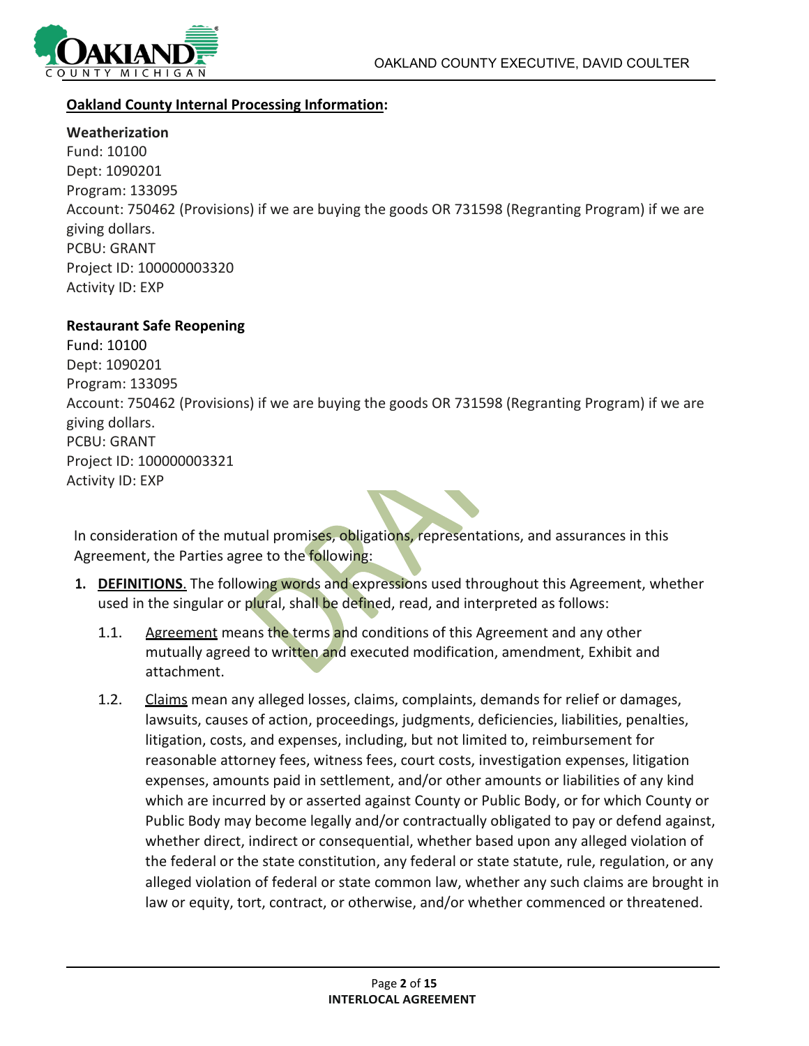**Oakland County Internal Processing Information:**

**Weatherization**
Fund: 10100
Dept: 1090201
Program: 133095
Account: 750462 (Provisions) if we are buying the goods OR 731598 (Regranting Program) if we are giving dollars.
PCBU: GRANT
Project ID: 100000003320
Activity ID: EXP

**Restaurant Safe Reopening**
Fund: 10100
Dept: 1090201
Program: 133095
Account: 750462 (Provisions) if we are buying the goods OR 731598 (Regranting Program) if we are giving dollars.
PCBU: GRANT
Project ID: 100000003321
Activity ID: EXP

In consideration of the mutual promises, obligations, representations, and assurances in this Agreement, the Parties agree to the following:

1. **DEFINITIONS.** The following words and expressions used throughout this Agreement, whether used in the singular or plural, shall be defined, read, and interpreted as follows:

   1.1. Agreement means the terms and conditions of this Agreement and any other mutually agreed to written and executed modification, amendment, Exhibit and attachment.

   1.2. Claims mean any alleged losses, claims, complaints, demands for relief or damages, lawsuits, causes of action, proceedings, judgments, deficiencies, liabilities, penalties, litigation, costs, and expenses, including, but not limited to, reimbursement for reasonable attorney fees, witness fees, court costs, investigation expenses, litigation expenses, amounts paid in settlement, and/or other amounts or liabilities of any kind which are incurred by or asserted against County or Public Body, or for which County or Public Body may become legally and/or contractually obligated to pay or defend against, whether direct, indirect or consequential, whether based upon any alleged violation of the federal or the state constitution, any federal or state statute, rule, regulation, or any alleged violation of federal or state common law, whether any such claims are brought in law or equity, tort, contract, or otherwise, and/or whether commenced or threatened.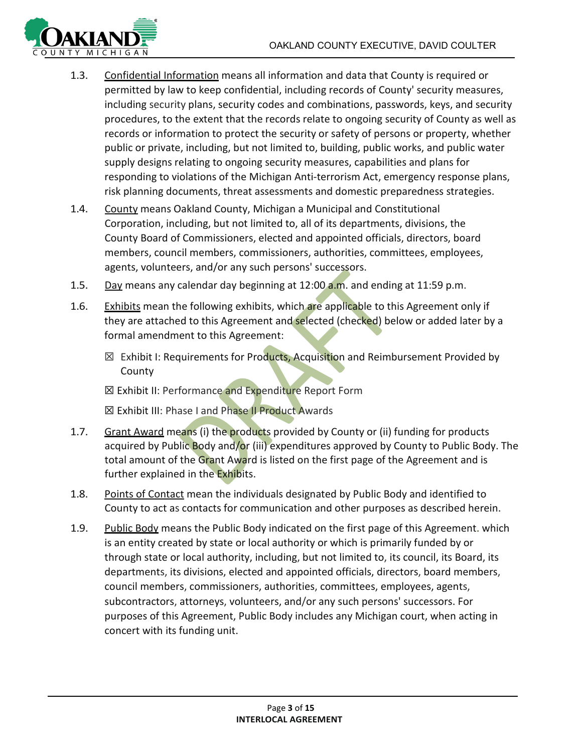1.3. Confidential Information means all information and data that County is required or permitted by law to keep confidential, including records of County' security measures, including security plans, security codes and combinations, passwords, keys, and security procedures, to the extent that the records relate to ongoing security of County as well as records or information to protect the security or safety of persons or property, whether public or private, including, but not limited to, building, public works, and public water supply designs relating to ongoing security measures, capabilities and plans for responding to violations of the Michigan Anti-terrorism Act, emergency response plans, risk planning documents, threat assessments and domestic preparedness strategies.

1.4. County means Oakland County, Michigan a Municipal and Constitutional Corporation, including, but not limited to, all of its departments, divisions, the County Board of Commissioners, elected and appointed officials, directors, board members, council members, commissioners, authorities, committees, employees, agents, volunteers, and/or any such persons' successors.

1.5. Day means any calendar day beginning at 12:00 a.m. and ending at 11:59 p.m.

1.6. Exhibits mean the following exhibits, which are applicable to this Agreement only if they are attached to this Agreement and selected (checked) below or added later by a formal amendment to this Agreement:

☒ Exhibit I: Requirements for Products, Acquisition and Reimbursement Provided by County

☒ Exhibit II: Performance and Expenditure Report Form

☒ Exhibit III: Phase I and Phase II Product Awards

1.7. Grant Award means (i) the products provided by County or (ii) funding for products acquired by Public Body and/or (iii) expenditures approved by County to Public Body. The total amount of the Grant Award is listed on the first page of the Agreement and is further explained in the Exhibits.

1.8. Points of Contact mean the individuals designated by Public Body and identified to County to act as contacts for communication and other purposes as described herein.

1.9. Public Body means the Public Body indicated on the first page of this Agreement. which is an entity created by state or local authority or which is primarily funded by or through state or local authority, including, but not limited to, its council, its Board, its departments, its divisions, elected and appointed officials, directors, board members, council members, commissioners, authorities, committees, employees, agents, subcontractors, attorneys, volunteers, and/or any such persons' successors. For purposes of this Agreement, Public Body includes any Michigan court, when acting in concert with its funding unit.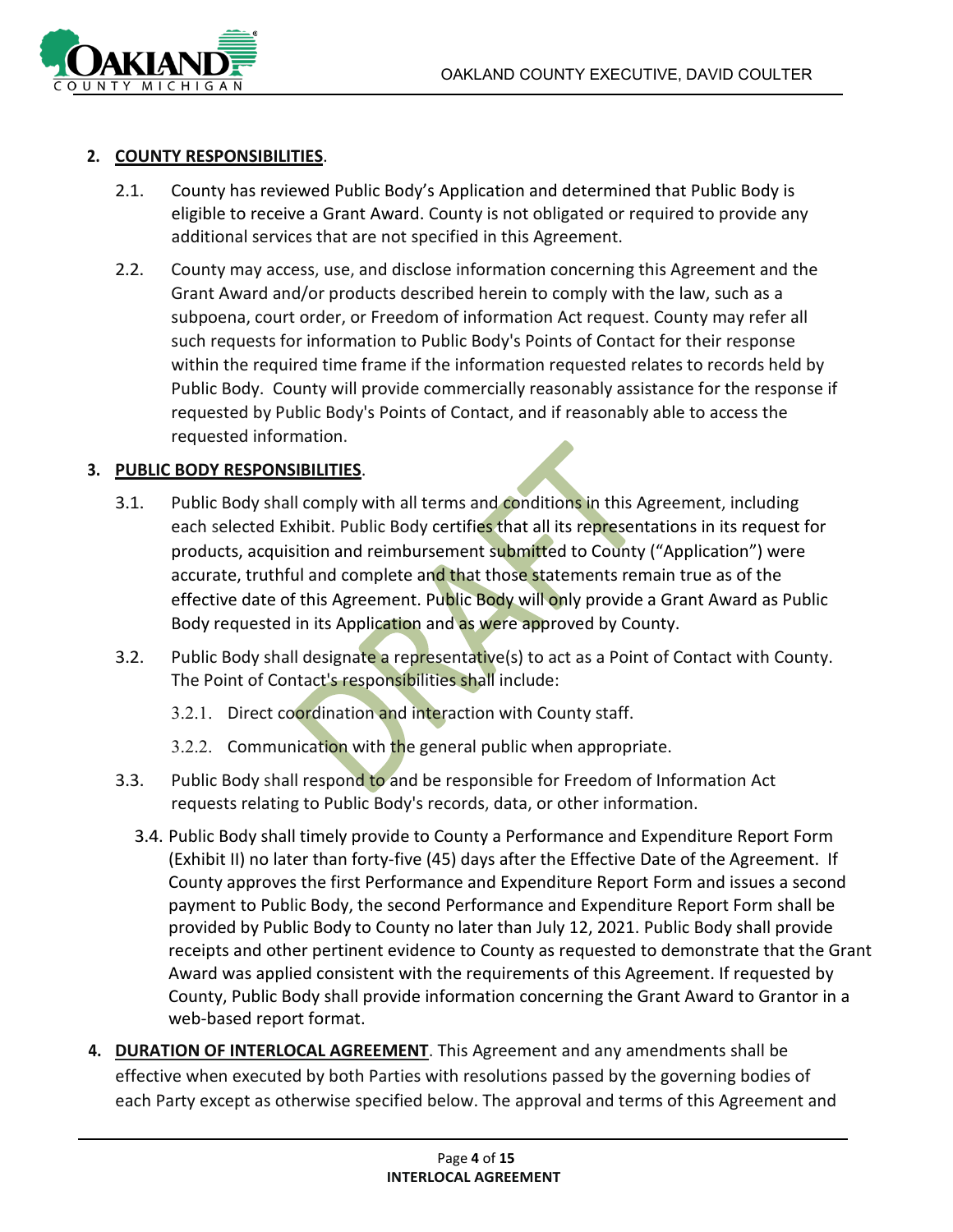**2. COUNTY RESPONSIBILITIES**.

2.1. County has reviewed Public Body's Application and determined that Public Body is eligible to receive a Grant Award. County is not obligated or required to provide any additional services that are not specified in this Agreement.

2.2. County may access, use, and disclose information concerning this Agreement and the Grant Award and/or products described herein to comply with the law, such as a subpoena, court order, or Freedom of information Act request. County may refer all such requests for information to Public Body's Points of Contact for their response within the required time frame if the information requested relates to records held by Public Body. County will provide commercially reasonably assistance for the response if requested by Public Body's Points of Contact, and if reasonably able to access the requested information.

**3. PUBLIC BODY RESPONSIBILITIES**.

3.1. Public Body shall comply with all terms and conditions in this Agreement, including each selected Exhibit. Public Body certifies that all its representations in its request for products, acquisition and reimbursement submitted to County ("Application") were accurate, truthful and complete and that those statements remain true as of the effective date of this Agreement. Public Body will only provide a Grant Award as Public Body requested in its Application and as were approved by County.

3.2. Public Body shall designate a representative(s) to act as a Point of Contact with County. The Point of Contact's responsibilities shall include:

3.2.1. Direct coordination and interaction with County staff.

3.2.2. Communication with the general public when appropriate.

3.3. Public Body shall respond to and be responsible for Freedom of Information Act requests relating to Public Body's records, data, or other information.

3.4. Public Body shall timely provide to County a Performance and Expenditure Report Form (Exhibit II) no later than forty-five (45) days after the Effective Date of the Agreement. If County approves the first Performance and Expenditure Report Form and issues a second payment to Public Body, the second Performance and Expenditure Report Form shall be provided by Public Body to County no later than July 12, 2021. Public Body shall provide receipts and other pertinent evidence to County as requested to demonstrate that the Grant Award was applied consistent with the requirements of this Agreement. If requested by County, Public Body shall provide information concerning the Grant Award to Grantor in a web-based report format.

**4. DURATION OF INTERLOCAL AGREEMENT**. This Agreement and any amendments shall be effective when executed by both Parties with resolutions passed by the governing bodies of each Party except as otherwise specified below. The approval and terms of this Agreement and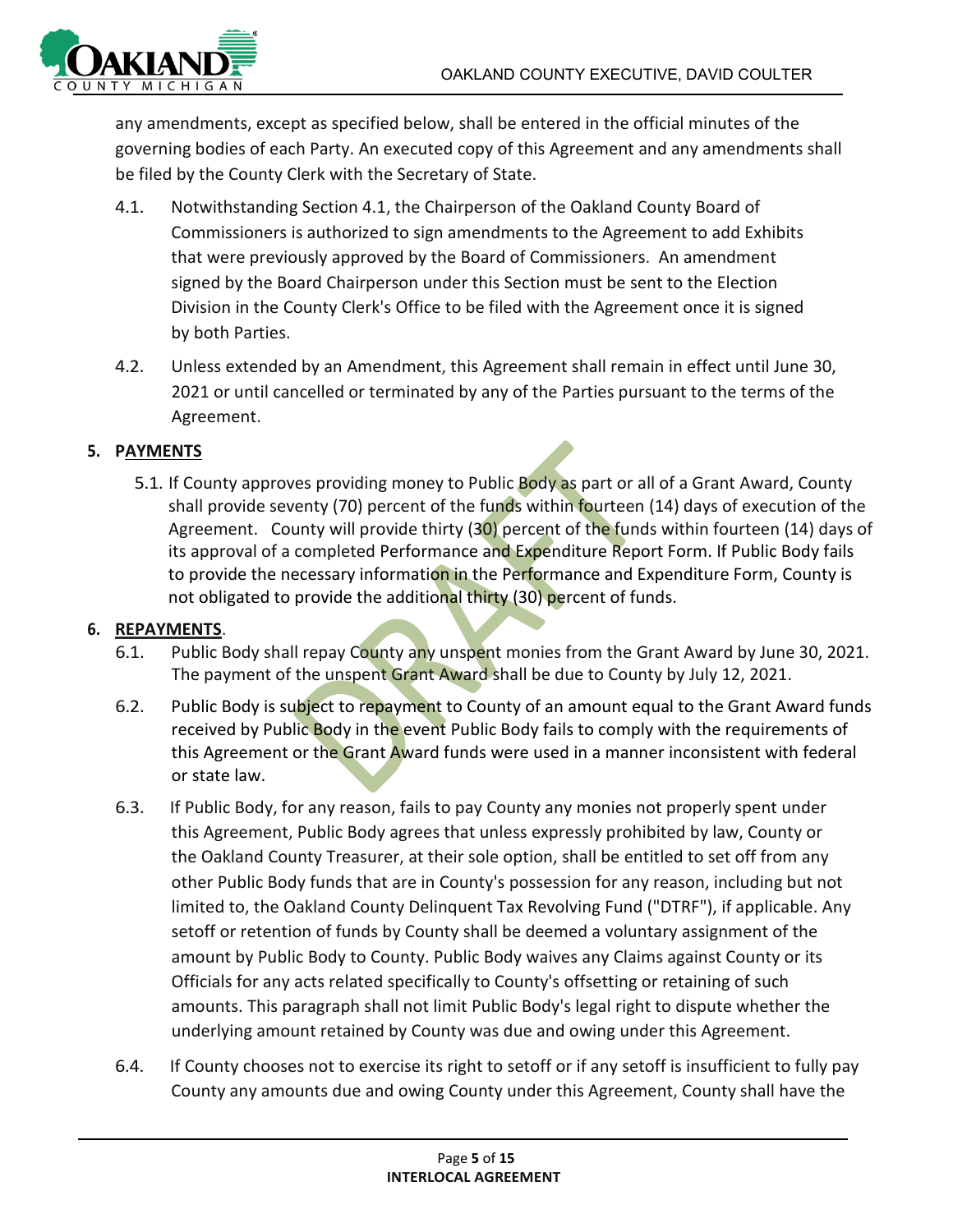any amendments, except as specified below, shall be entered in the official minutes of the governing bodies of each Party. An executed copy of this Agreement and any amendments shall be filed by the County Clerk with the Secretary of State.

4.1. Notwithstanding Section 4.1, the Chairperson of the Oakland County Board of Commissioners is authorized to sign amendments to the Agreement to add Exhibits that were previously approved by the Board of Commissioners. An amendment signed by the Board Chairperson under this Section must be sent to the Election Division in the County Clerk's Office to be filed with the Agreement once it is signed by both Parties.

4.2. Unless extended by an Amendment, this Agreement shall remain in effect until June 30, 2021 or until cancelled or terminated by any of the Parties pursuant to the terms of the Agreement.

## 5. PAYMENTS

5.1. If County approves providing money to Public Body as part or all of a Grant Award, County shall provide seventy (70) percent of the funds within fourteen (14) days of execution of the Agreement. County will provide thirty (30) percent of the funds within fourteen (14) days of its approval of a completed Performance and Expenditure Report Form. If Public Body fails to provide the necessary information in the Performance and Expenditure Form, County is not obligated to provide the additional thirty (30) percent of funds.

## 6. REPAYMENTS.

6.1. Public Body shall repay County any unspent monies from the Grant Award by June 30, 2021. The payment of the unspent Grant Award shall be due to County by July 12, 2021.

6.2. Public Body is subject to repayment to County of an amount equal to the Grant Award funds received by Public Body in the event Public Body fails to comply with the requirements of this Agreement or the Grant Award funds were used in a manner inconsistent with federal or state law.

6.3. If Public Body, for any reason, fails to pay County any monies not properly spent under this Agreement, Public Body agrees that unless expressly prohibited by law, County or the Oakland County Treasurer, at their sole option, shall be entitled to set off from any other Public Body funds that are in County's possession for any reason, including but not limited to, the Oakland County Delinquent Tax Revolving Fund ("DTRF"), if applicable. Any setoff or retention of funds by County shall be deemed a voluntary assignment of the amount by Public Body to County. Public Body waives any Claims against County or its Officials for any acts related specifically to County's offsetting or retaining of such amounts. This paragraph shall not limit Public Body's legal right to dispute whether the underlying amount retained by County was due and owing under this Agreement.

6.4. If County chooses not to exercise its right to setoff or if any setoff is insufficient to fully pay County any amounts due and owing County under this Agreement, County shall have the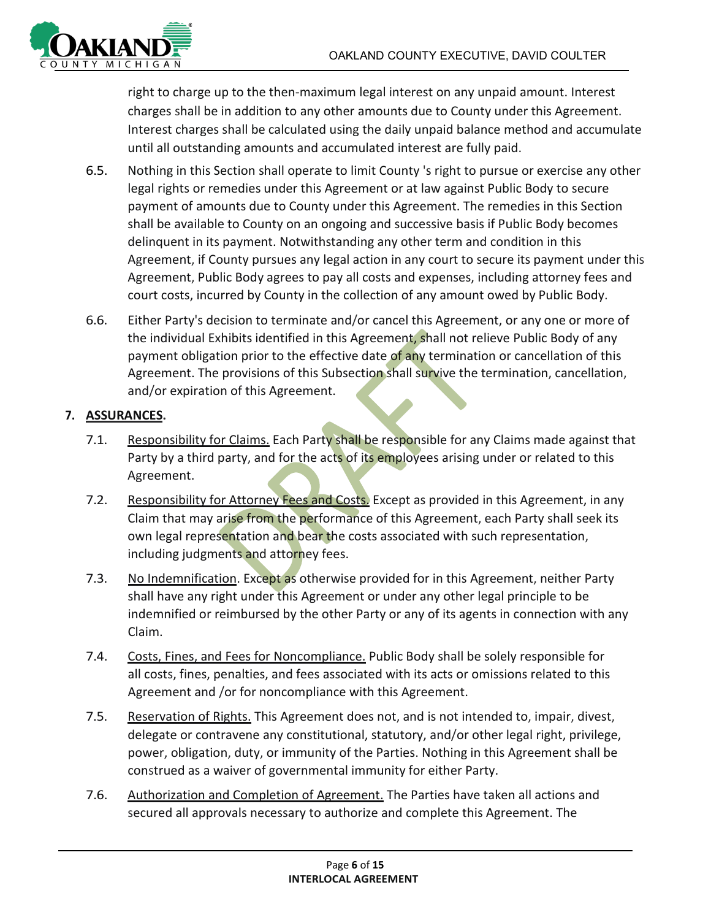right to charge up to the then-maximum legal interest on any unpaid amount. Interest charges shall be in addition to any other amounts due to County under this Agreement. Interest charges shall be calculated using the daily unpaid balance method and accumulate until all outstanding amounts and accumulated interest are fully paid.

6.5. Nothing in this Section shall operate to limit County 's right to pursue or exercise any other legal rights or remedies under this Agreement or at law against Public Body to secure payment of amounts due to County under this Agreement. The remedies in this Section shall be available to County on an ongoing and successive basis if Public Body becomes delinquent in its payment. Notwithstanding any other term and condition in this Agreement, if County pursues any legal action in any court to secure its payment under this Agreement, Public Body agrees to pay all costs and expenses, including attorney fees and court costs, incurred by County in the collection of any amount owed by Public Body.

6.6. Either Party's decision to terminate and/or cancel this Agreement, or any one or more of the individual Exhibits identified in this Agreement, shall not relieve Public Body of any payment obligation prior to the effective date of any termination or cancellation of this Agreement. The provisions of this Subsection shall survive the termination, cancellation, and/or expiration of this Agreement.

## 7. ASSURANCES.

7.1. Responsibility for Claims. Each Party shall be responsible for any Claims made against that Party by a third party, and for the acts of its employees arising under or related to this Agreement.

7.2. Responsibility for Attorney Fees and Costs. Except as provided in this Agreement, in any Claim that may arise from the performance of this Agreement, each Party shall seek its own legal representation and bear the costs associated with such representation, including judgments and attorney fees.

7.3. No Indemnification. Except as otherwise provided for in this Agreement, neither Party shall have any right under this Agreement or under any other legal principle to be indemnified or reimbursed by the other Party or any of its agents in connection with any Claim.

7.4. Costs, Fines, and Fees for Noncompliance. Public Body shall be solely responsible for all costs, fines, penalties, and fees associated with its acts or omissions related to this Agreement and /or for noncompliance with this Agreement.

7.5. Reservation of Rights. This Agreement does not, and is not intended to, impair, divest, delegate or contravene any constitutional, statutory, and/or other legal right, privilege, power, obligation, duty, or immunity of the Parties. Nothing in this Agreement shall be construed as a waiver of governmental immunity for either Party.

7.6. Authorization and Completion of Agreement. The Parties have taken all actions and secured all approvals necessary to authorize and complete this Agreement. The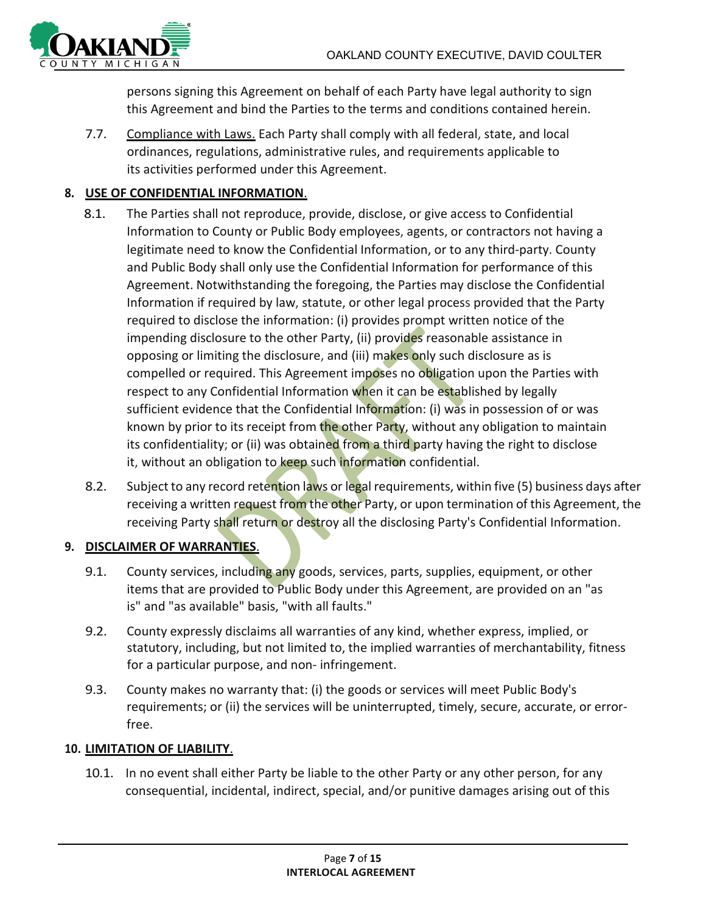persons signing this Agreement on behalf of each Party have legal authority to sign this Agreement and bind the Parties to the terms and conditions contained herein.

7.7. Compliance with Laws. Each Party shall comply with all federal, state, and local ordinances, regulations, administrative rules, and requirements applicable to its activities performed under this Agreement.

**8. USE OF CONFIDENTIAL INFORMATION.**

8.1. The Parties shall not reproduce, provide, disclose, or give access to Confidential Information to County or Public Body employees, agents, or contractors not having a legitimate need to know the Confidential Information, or to any third-party. County and Public Body shall only use the Confidential Information for performance of this Agreement. Notwithstanding the foregoing, the Parties may disclose the Confidential Information if required by law, statute, or other legal process provided that the Party required to disclose the information: (i) provides prompt written notice of the impending disclosure to the other Party, (ii) provides reasonable assistance in opposing or limiting the disclosure, and (iii) makes only such disclosure as is compelled or required. This Agreement imposes no obligation upon the Parties with respect to any Confidential Information when it can be established by legally sufficient evidence that the Confidential Information: (i) was in possession of or was known by prior to its receipt from the other Party, without any obligation to maintain its confidentiality; or (ii) was obtained from a third party having the right to disclose it, without an obligation to keep such information confidential.

8.2. Subject to any record retention laws or legal requirements, within five (5) business days after receiving a written request from the other Party, or upon termination of this Agreement, the receiving Party shall return or destroy all the disclosing Party's Confidential Information.

**9. DISCLAIMER OF WARRANTIES.**

9.1. County services, including any goods, services, parts, supplies, equipment, or other items that are provided to Public Body under this Agreement, are provided on an "as is" and "as available" basis, "with all faults."

9.2. County expressly disclaims all warranties of any kind, whether express, implied, or statutory, including, but not limited to, the implied warranties of merchantability, fitness for a particular purpose, and non- infringement.

9.3. County makes no warranty that: (i) the goods or services will meet Public Body's requirements; or (ii) the services will be uninterrupted, timely, secure, accurate, or error-free.

**10. LIMITATION OF LIABILITY.**

10.1. In no event shall either Party be liable to the other Party or any other person, for any consequential, incidental, indirect, special, and/or punitive damages arising out of this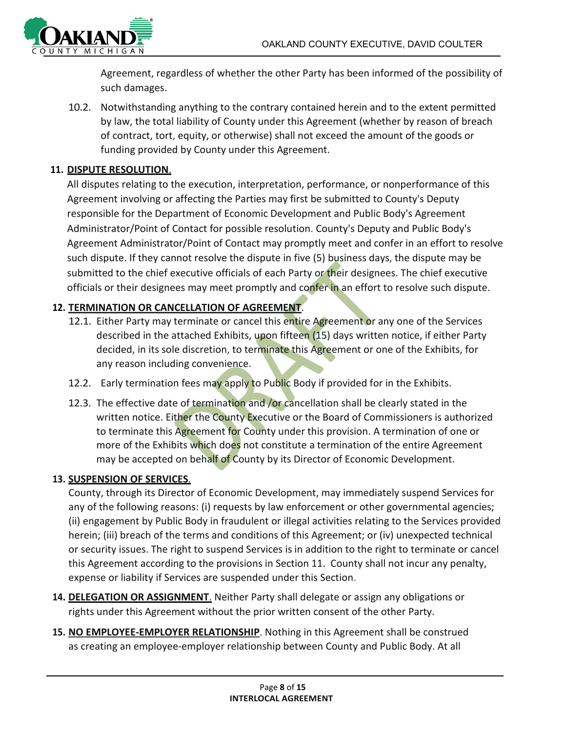Agreement, regardless of whether the other Party has been informed of the possibility of such damages.

10.2. Notwithstanding anything to the contrary contained herein and to the extent permitted by law, the total liability of County under this Agreement (whether by reason of breach of contract, tort, equity, or otherwise) shall not exceed the amount of the goods or funding provided by County under this Agreement.

**11. <u>DISPUTE RESOLUTION</u>.**

All disputes relating to the execution, interpretation, performance, or nonperformance of this Agreement involving or affecting the Parties may first be submitted to County's Deputy responsible for the Department of Economic Development and Public Body's Agreement Administrator/Point of Contact for possible resolution. County's Deputy and Public Body's Agreement Administrator/Point of Contact may promptly meet and confer in an effort to resolve such dispute. If they cannot resolve the dispute in five (5) business days, the dispute may be submitted to the chief executive officials of each Party or their designees. The chief executive officials or their designees may meet promptly and confer in an effort to resolve such dispute.

**12. <u>TERMINATION OR CANCELLATION OF AGREEMENT</u>.**

12.1. Either Party may terminate or cancel this entire Agreement or any one of the Services described in the attached Exhibits, upon fifteen (15) days written notice, if either Party decided, in its sole discretion, to terminate this Agreement or one of the Exhibits, for any reason including convenience.

12.2. Early termination fees may apply to Public Body if provided for in the Exhibits.

12.3. The effective date of termination and /or cancellation shall be clearly stated in the written notice. Either the County Executive or the Board of Commissioners is authorized to terminate this Agreement for County under this provision. A termination of one or more of the Exhibits which does not constitute a termination of the entire Agreement may be accepted on behalf of County by its Director of Economic Development.

**13. <u>SUSPENSION OF SERVICES</u>.**

County, through its Director of Economic Development, may immediately suspend Services for any of the following reasons: (i) requests by law enforcement or other governmental agencies; (ii) engagement by Public Body in fraudulent or illegal activities relating to the Services provided herein; (iii) breach of the terms and conditions of this Agreement; or (iv) unexpected technical or security issues. The right to suspend Services is in addition to the right to terminate or cancel this Agreement according to the provisions in Section 11. County shall not incur any penalty, expense or liability if Services are suspended under this Section.

**14. <u>DELEGATION OR ASSIGNMENT</u>.** Neither Party shall delegate or assign any obligations or rights under this Agreement without the prior written consent of the other Party.

**15. <u>NO EMPLOYEE-EMPLOYER RELATIONSHIP</u>.** Nothing in this Agreement shall be construed as creating an employee-employer relationship between County and Public Body. At all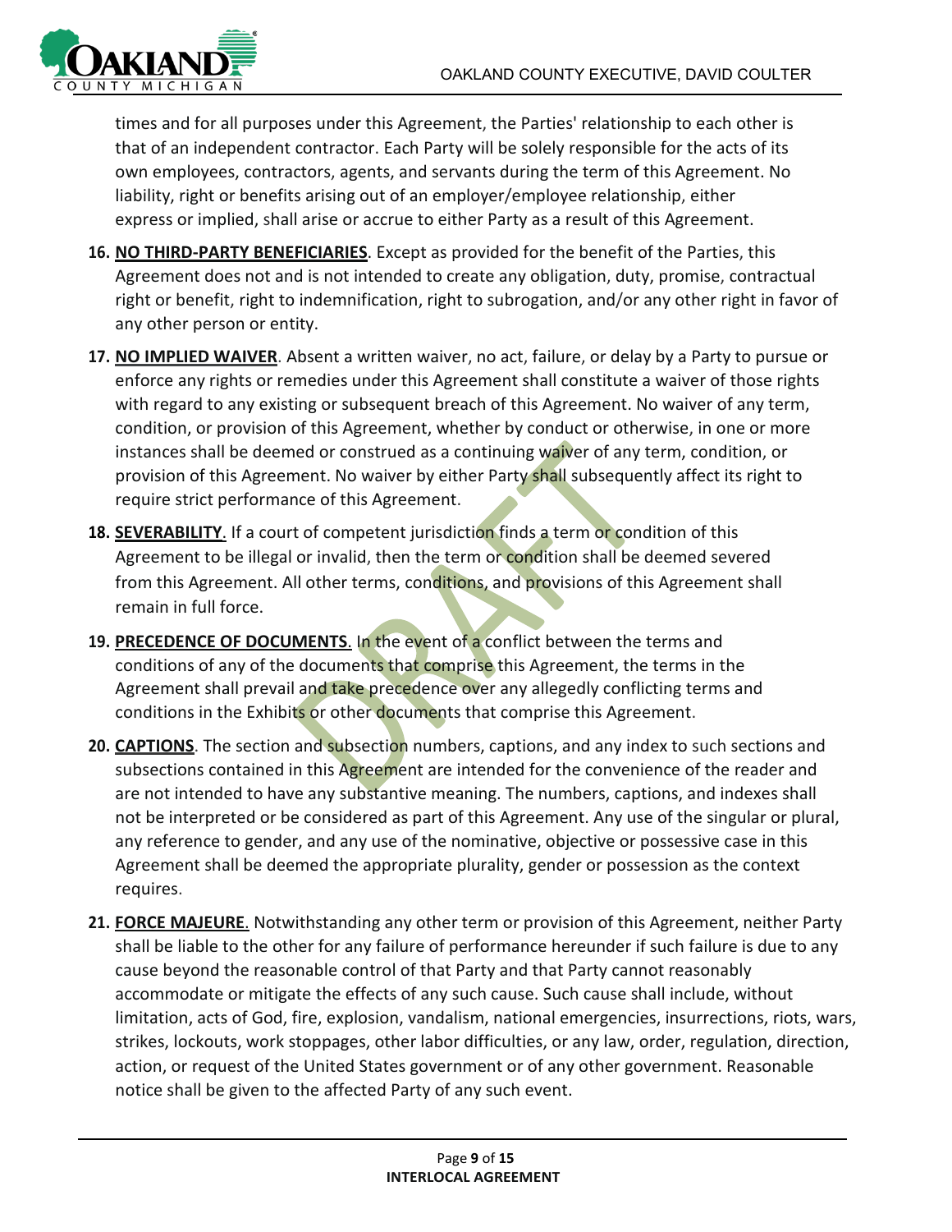times and for all purposes under this Agreement, the Parties' relationship to each other is that of an independent contractor. Each Party will be solely responsible for the acts of its own employees, contractors, agents, and servants during the term of this Agreement. No liability, right or benefits arising out of an employer/employee relationship, either express or implied, shall arise or accrue to either Party as a result of this Agreement.

16. **NO THIRD-PARTY BENEFICIARIES**. Except as provided for the benefit of the Parties, this Agreement does not and is not intended to create any obligation, duty, promise, contractual right or benefit, right to indemnification, right to subrogation, and/or any other right in favor of any other person or entity.

17. **NO IMPLIED WAIVER**. Absent a written waiver, no act, failure, or delay by a Party to pursue or enforce any rights or remedies under this Agreement shall constitute a waiver of those rights with regard to any existing or subsequent breach of this Agreement. No waiver of any term, condition, or provision of this Agreement, whether by conduct or otherwise, in one or more instances shall be deemed or construed as a continuing waiver of any term, condition, or provision of this Agreement. No waiver by either Party shall subsequently affect its right to require strict performance of this Agreement.

18. **SEVERABILITY**. If a court of competent jurisdiction finds a term or condition of this Agreement to be illegal or invalid, then the term or condition shall be deemed severed from this Agreement. All other terms, conditions, and provisions of this Agreement shall remain in full force.

19. **PRECEDENCE OF DOCUMENTS**. In the event of a conflict between the terms and conditions of any of the documents that comprise this Agreement, the terms in the Agreement shall prevail and take precedence over any allegedly conflicting terms and conditions in the Exhibits or other documents that comprise this Agreement.

20. **CAPTIONS**. The section and subsection numbers, captions, and any index to such sections and subsections contained in this Agreement are intended for the convenience of the reader and are not intended to have any substantive meaning. The numbers, captions, and indexes shall not be interpreted or be considered as part of this Agreement. Any use of the singular or plural, any reference to gender, and any use of the nominative, objective or possessive case in this Agreement shall be deemed the appropriate plurality, gender or possession as the context requires.

21. **FORCE MAJEURE**. Notwithstanding any other term or provision of this Agreement, neither Party shall be liable to the other for any failure of performance hereunder if such failure is due to any cause beyond the reasonable control of that Party and that Party cannot reasonably accommodate or mitigate the effects of any such cause. Such cause shall include, without limitation, acts of God, fire, explosion, vandalism, national emergencies, insurrections, riots, wars, strikes, lockouts, work stoppages, other labor difficulties, or any law, order, regulation, direction, action, or request of the United States government or of any other government. Reasonable notice shall be given to the affected Party of any such event.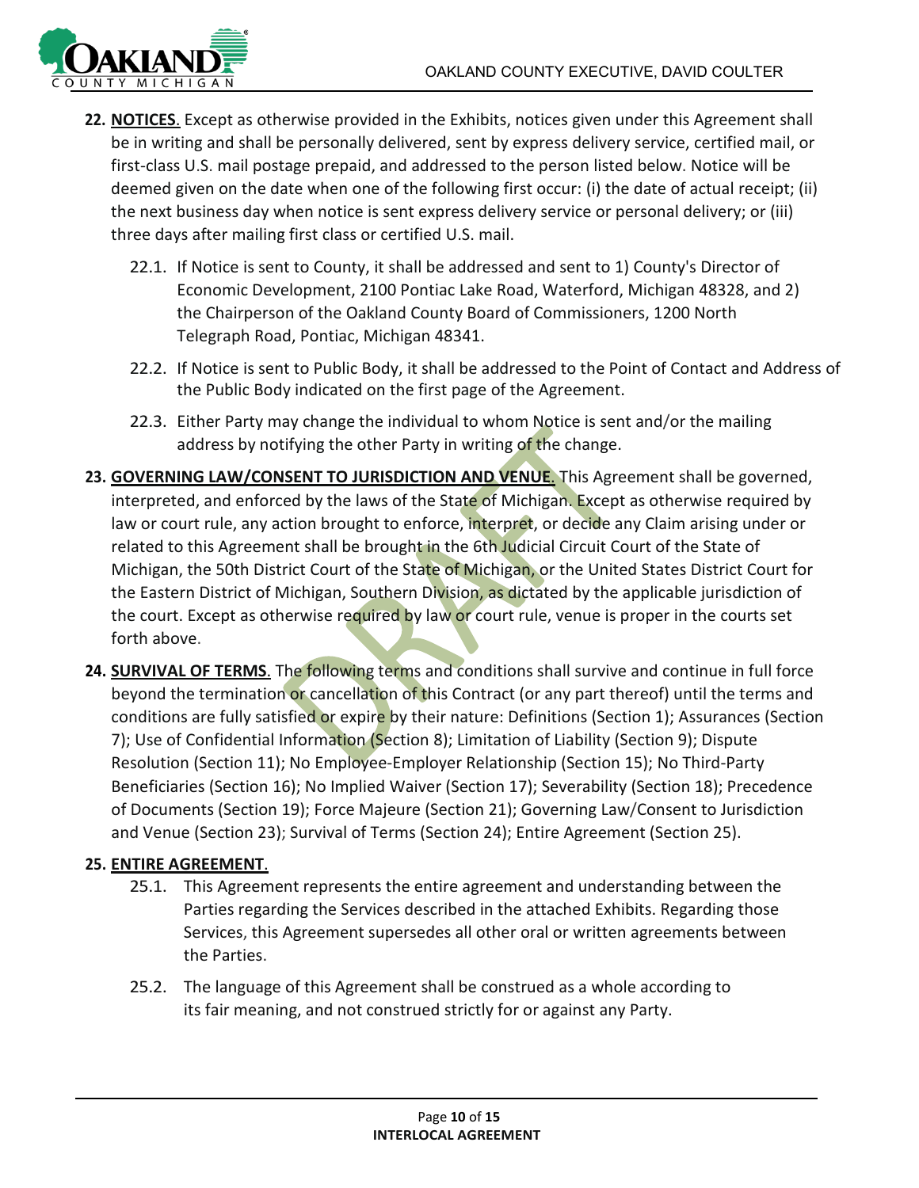**22. NOTICES.** Except as otherwise provided in the Exhibits, notices given under this Agreement shall be in writing and shall be personally delivered, sent by express delivery service, certified mail, or first-class U.S. mail postage prepaid, and addressed to the person listed below. Notice will be deemed given on the date when one of the following first occur: (i) the date of actual receipt; (ii) the next business day when notice is sent express delivery service or personal delivery; or (iii) three days after mailing first class or certified U.S. mail.

22.1. If Notice is sent to County, it shall be addressed and sent to 1) County's Director of Economic Development, 2100 Pontiac Lake Road, Waterford, Michigan 48328, and 2) the Chairperson of the Oakland County Board of Commissioners, 1200 North Telegraph Road, Pontiac, Michigan 48341.

22.2. If Notice is sent to Public Body, it shall be addressed to the Point of Contact and Address of the Public Body indicated on the first page of the Agreement.

22.3. Either Party may change the individual to whom Notice is sent and/or the mailing address by notifying the other Party in writing of the change.

**23. GOVERNING LAW/CONSENT TO JURISDICTION AND VENUE.** This Agreement shall be governed, interpreted, and enforced by the laws of the State of Michigan. Except as otherwise required by law or court rule, any action brought to enforce, interpret, or decide any Claim arising under or related to this Agreement shall be brought in the 6th Judicial Circuit Court of the State of Michigan, the 50th District Court of the State of Michigan, or the United States District Court for the Eastern District of Michigan, Southern Division, as dictated by the applicable jurisdiction of the court. Except as otherwise required by law or court rule, venue is proper in the courts set forth above.

**24. SURVIVAL OF TERMS.** The following terms and conditions shall survive and continue in full force beyond the termination or cancellation of this Contract (or any part thereof) until the terms and conditions are fully satisfied or expire by their nature: Definitions (Section 1); Assurances (Section 7); Use of Confidential Information (Section 8); Limitation of Liability (Section 9); Dispute Resolution (Section 11); No Employee-Employer Relationship (Section 15); No Third-Party Beneficiaries (Section 16); No Implied Waiver (Section 17); Severability (Section 18); Precedence of Documents (Section 19); Force Majeure (Section 21); Governing Law/Consent to Jurisdiction and Venue (Section 23); Survival of Terms (Section 24); Entire Agreement (Section 25).

**25. ENTIRE AGREEMENT.**

25.1. This Agreement represents the entire agreement and understanding between the Parties regarding the Services described in the attached Exhibits. Regarding those Services, this Agreement supersedes all other oral or written agreements between the Parties.

25.2. The language of this Agreement shall be construed as a whole according to its fair meaning, and not construed strictly for or against any Party.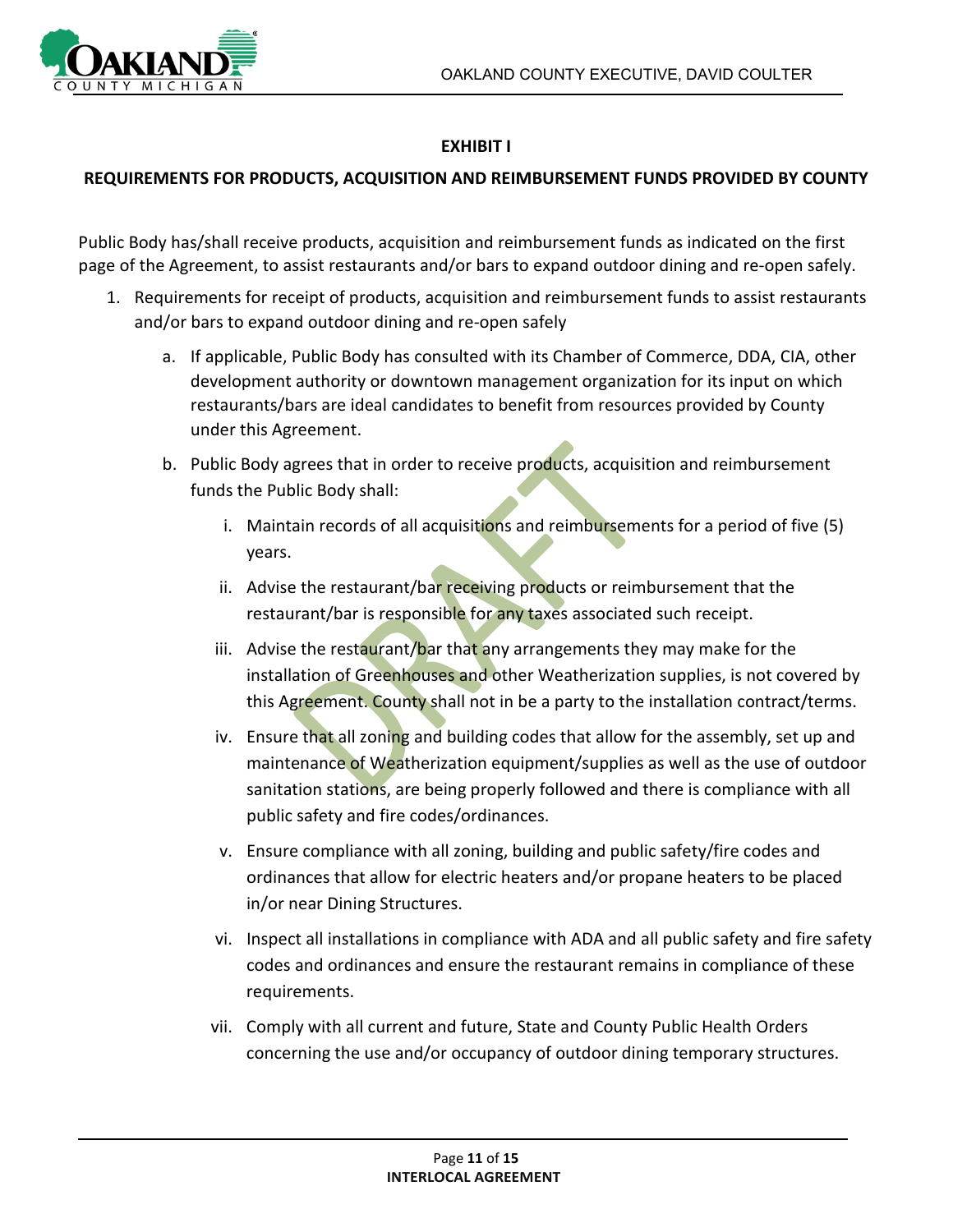**EXHIBIT I**

**REQUIREMENTS FOR PRODUCTS, ACQUISITION AND REIMBURSEMENT FUNDS PROVIDED BY COUNTY**

Public Body has/shall receive products, acquisition and reimbursement funds as indicated on the first page of the Agreement, to assist restaurants and/or bars to expand outdoor dining and re-open safely.

1. Requirements for receipt of products, acquisition and reimbursement funds to assist restaurants and/or bars to expand outdoor dining and re-open safely

   a. If applicable, Public Body has consulted with its Chamber of Commerce, DDA, CIA, other development authority or downtown management organization for its input on which restaurants/bars are ideal candidates to benefit from resources provided by County under this Agreement.

   b. Public Body agrees that in order to receive products, acquisition and reimbursement funds the Public Body shall:

      i. Maintain records of all acquisitions and reimbursements for a period of five (5) years.

      ii. Advise the restaurant/bar receiving products or reimbursement that the restaurant/bar is responsible for any taxes associated such receipt.

      iii. Advise the restaurant/bar that any arrangements they may make for the installation of Greenhouses and other Weatherization supplies, is not covered by this Agreement. County shall not in be a party to the installation contract/terms.

      iv. Ensure that all zoning and building codes that allow for the assembly, set up and maintenance of Weatherization equipment/supplies as well as the use of outdoor sanitation stations, are being properly followed and there is compliance with all public safety and fire codes/ordinances.

      v. Ensure compliance with all zoning, building and public safety/fire codes and ordinances that allow for electric heaters and/or propane heaters to be placed in/or near Dining Structures.

      vi. Inspect all installations in compliance with ADA and all public safety and fire safety codes and ordinances and ensure the restaurant remains in compliance of these requirements.

      vii. Comply with all current and future, State and County Public Health Orders concerning the use and/or occupancy of outdoor dining temporary structures.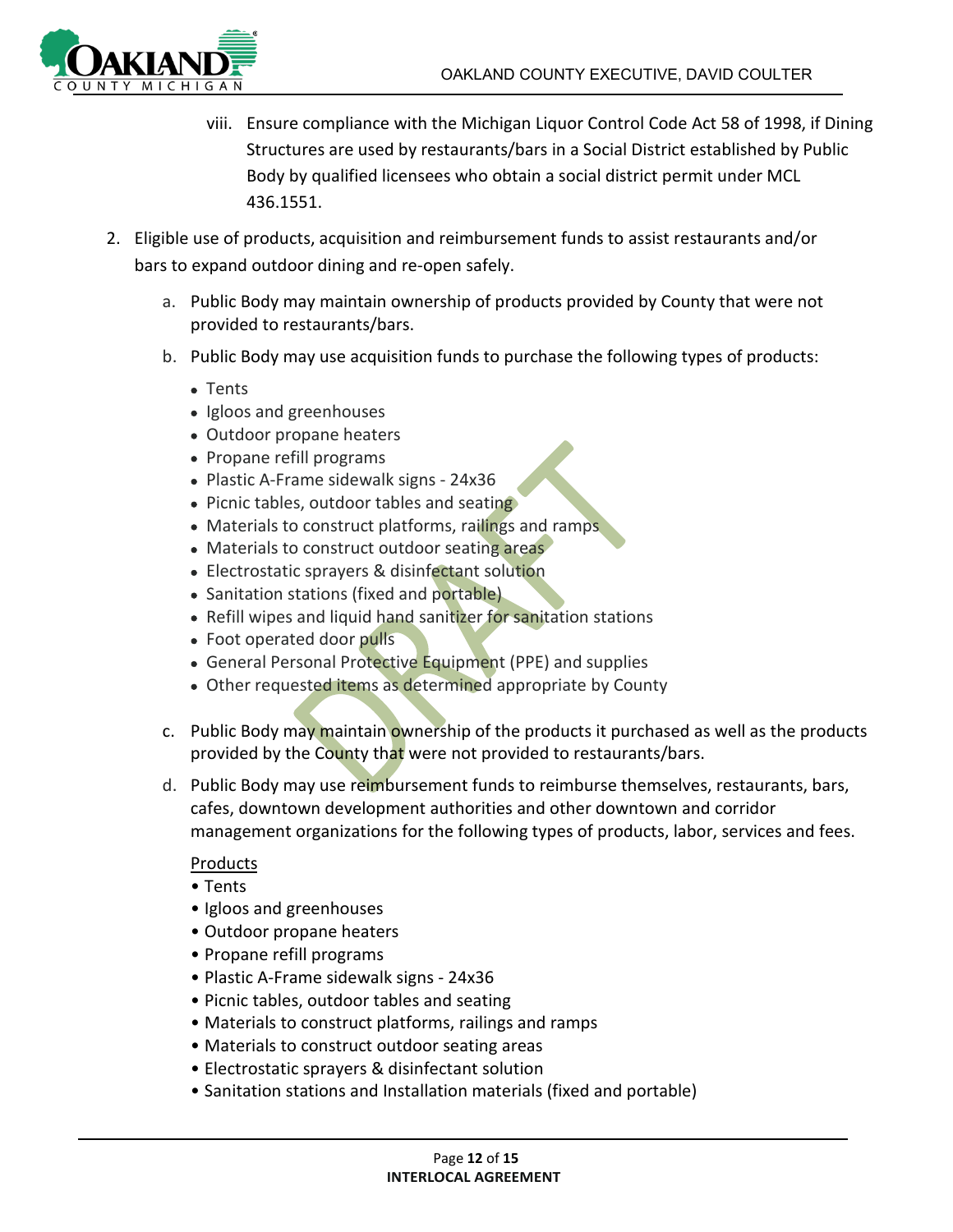viii. Ensure compliance with the Michigan Liquor Control Code Act 58 of 1998, if Dining Structures are used by restaurants/bars in a Social District established by Public Body by qualified licensees who obtain a social district permit under MCL 436.1551.

2. Eligible use of products, acquisition and reimbursement funds to assist restaurants and/or bars to expand outdoor dining and re-open safely.

   a. Public Body may maintain ownership of products provided by County that were not provided to restaurants/bars.

   b. Public Body may use acquisition funds to purchase the following types of products:
      - Tents
      - Igloos and greenhouses
      - Outdoor propane heaters
      - Propane refill programs
      - Plastic A-Frame sidewalk signs - 24x36
      - Picnic tables, outdoor tables and seating
      - Materials to construct platforms, railings and ramps
      - Materials to construct outdoor seating areas
      - Electrostatic sprayers & disinfectant solution
      - Sanitation stations (fixed and portable)
      - Refill wipes and liquid hand sanitizer for sanitation stations
      - Foot operated door pulls
      - General Personal Protective Equipment (PPE) and supplies
      - Other requested items as determined appropriate by County

   c. Public Body may maintain ownership of the products it purchased as well as the products provided by the County that were not provided to restaurants/bars.

   d. Public Body may use reimbursement funds to reimburse themselves, restaurants, bars, cafes, downtown development authorities and other downtown and corridor management organizations for the following types of products, labor, services and fees.

      Products
      - Tents
      - Igloos and greenhouses
      - Outdoor propane heaters
      - Propane refill programs
      - Plastic A-Frame sidewalk signs - 24x36
      - Picnic tables, outdoor tables and seating
      - Materials to construct platforms, railings and ramps
      - Materials to construct outdoor seating areas
      - Electrostatic sprayers & disinfectant solution
      - Sanitation stations and Installation materials (fixed and portable)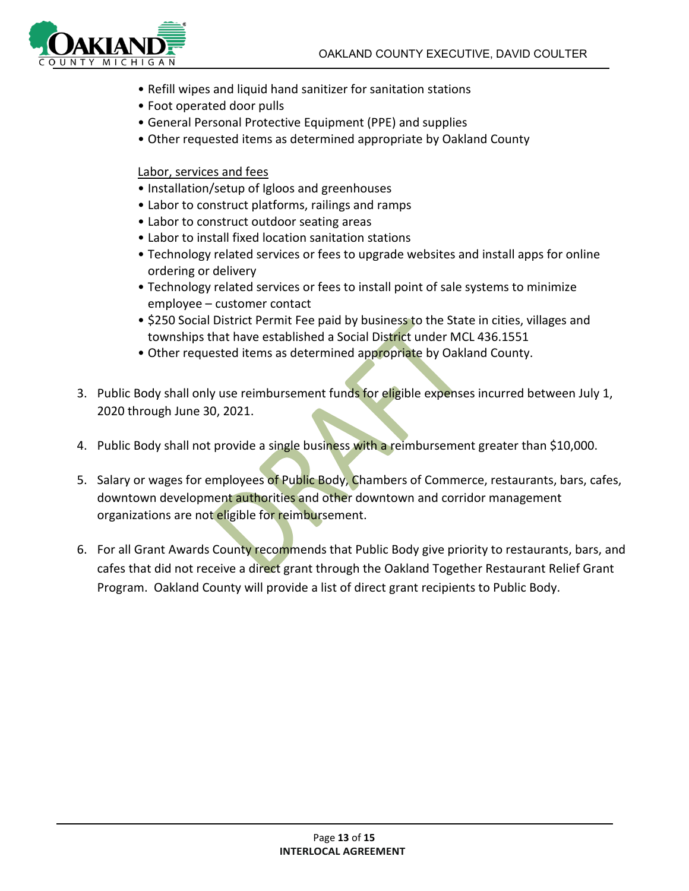- Refill wipes and liquid hand sanitizer for sanitation stations
- Foot operated door pulls
- General Personal Protective Equipment (PPE) and supplies
- Other requested items as determined appropriate by Oakland County

<u>Labor, services and fees</u>

- Installation/setup of Igloos and greenhouses
- Labor to construct platforms, railings and ramps
- Labor to construct outdoor seating areas
- Labor to install fixed location sanitation stations
- Technology related services or fees to upgrade websites and install apps for online ordering or delivery
- Technology related services or fees to install point of sale systems to minimize employee – customer contact
- $250 Social District Permit Fee paid by business to the State in cities, villages and townships that have established a Social District under MCL 436.1551
- Other requested items as determined appropriate by Oakland County.

3. Public Body shall only use reimbursement funds for eligible expenses incurred between July 1, 2020 through June 30, 2021.

4. Public Body shall not provide a single business with a reimbursement greater than $10,000.

5. Salary or wages for employees of Public Body, Chambers of Commerce, restaurants, bars, cafes, downtown development authorities and other downtown and corridor management organizations are not eligible for reimbursement.

6. For all Grant Awards County recommends that Public Body give priority to restaurants, bars, and cafes that did not receive a direct grant through the Oakland Together Restaurant Relief Grant Program. Oakland County will provide a list of direct grant recipients to Public Body.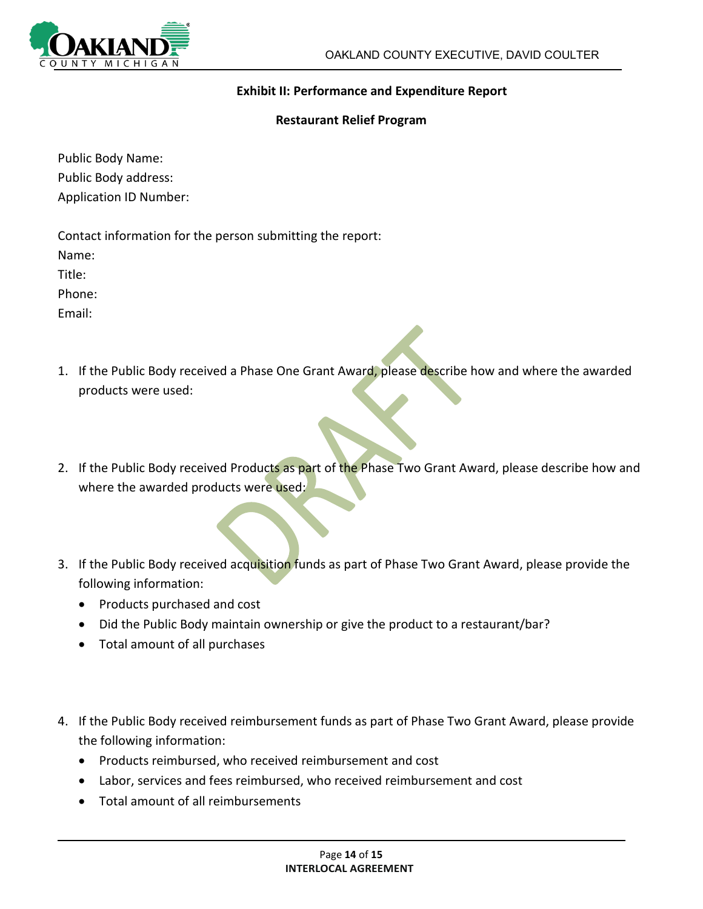**Exhibit II: Performance and Expenditure Report**

**Restaurant Relief Program**

Public Body Name:
Public Body address:
Application ID Number:

Contact information for the person submitting the report:
Name:
Title:
Phone:
Email:

1. If the Public Body received a Phase One Grant Award, please describe how and where the awarded products were used:

2. If the Public Body received Products as part of the Phase Two Grant Award, please describe how and where the awarded products were used:

3. If the Public Body received acquisition funds as part of Phase Two Grant Award, please provide the following information:
   - Products purchased and cost
   - Did the Public Body maintain ownership or give the product to a restaurant/bar?
   - Total amount of all purchases

4. If the Public Body received reimbursement funds as part of Phase Two Grant Award, please provide the following information:
   - Products reimbursed, who received reimbursement and cost
   - Labor, services and fees reimbursed, who received reimbursement and cost
   - Total amount of all reimbursements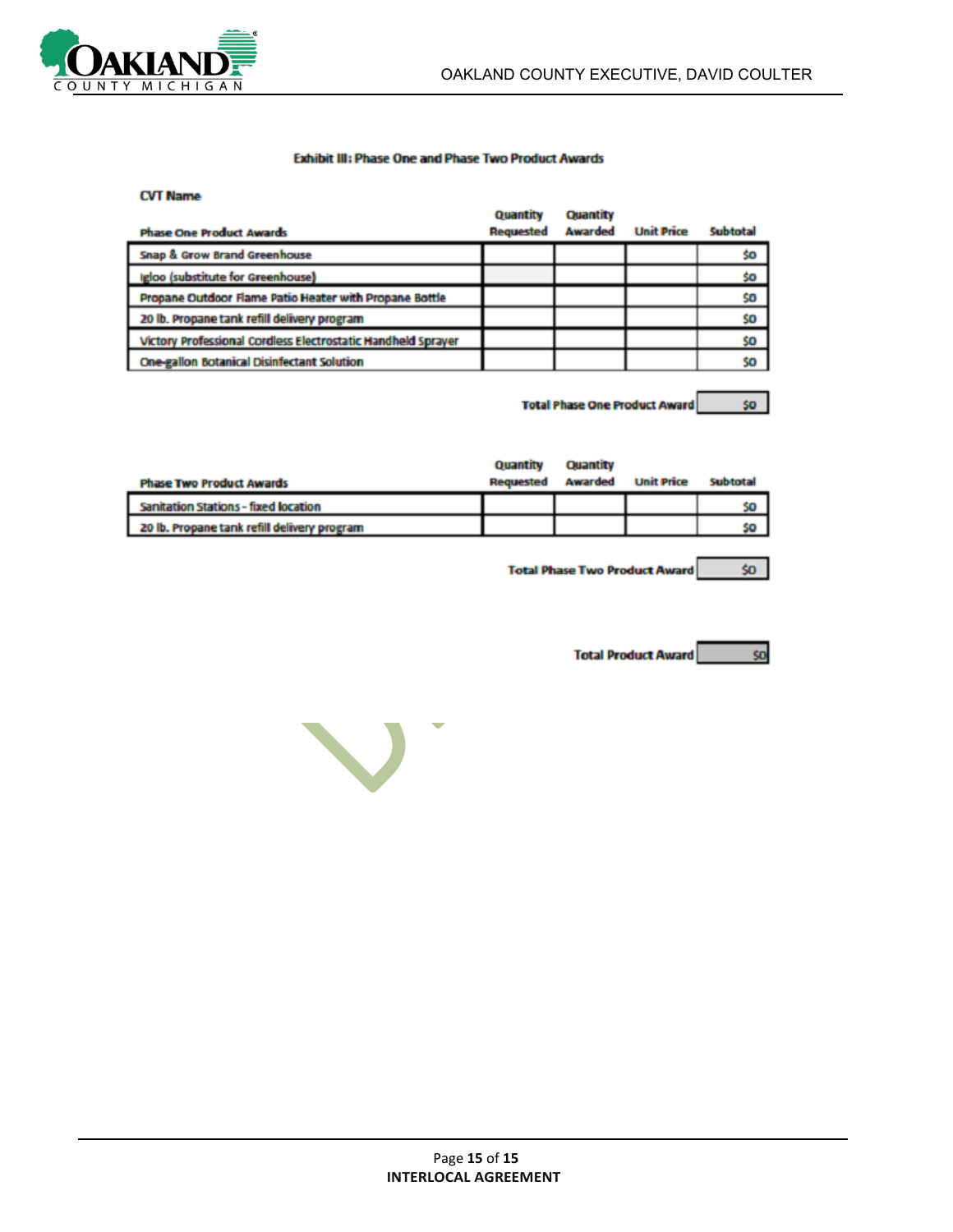### Exhibit III: Phase One and Phase Two Product Awards

**CVT Name**

| Phase One Product Awards | Quantity Requested | Quantity Awarded | Unit Price | Subtotal |
|---|---|---|---|---|
| Snap & Grow Brand Greenhouse | | | | $0 |
| Igloo (substitute for Greenhouse) | | | | $0 |
| Propane Outdoor Flame Patio Heater with Propane Bottle | | | | $0 |
| 20 lb. Propane tank refill delivery program | | | | $0 |
| Victory Professional Cordless Electrostatic Handheld Sprayer | | | | $0 |
| One-gallon Botanical Disinfectant Solution | | | | $0 |
| | | | **Total Phase One Product Award** | $0 |

| Phase Two Product Awards | Quantity Requested | Quantity Awarded | Unit Price | Subtotal |
|---|---|---|---|---|
| Sanitation Stations - fixed location | | | | $0 |
| 20 lb. Propane tank refill delivery program | | | | $0 |
| | | | **Total Phase Two Product Award** | $0 |

| | |
|---|---|
| **Total Product Award** | $0 |